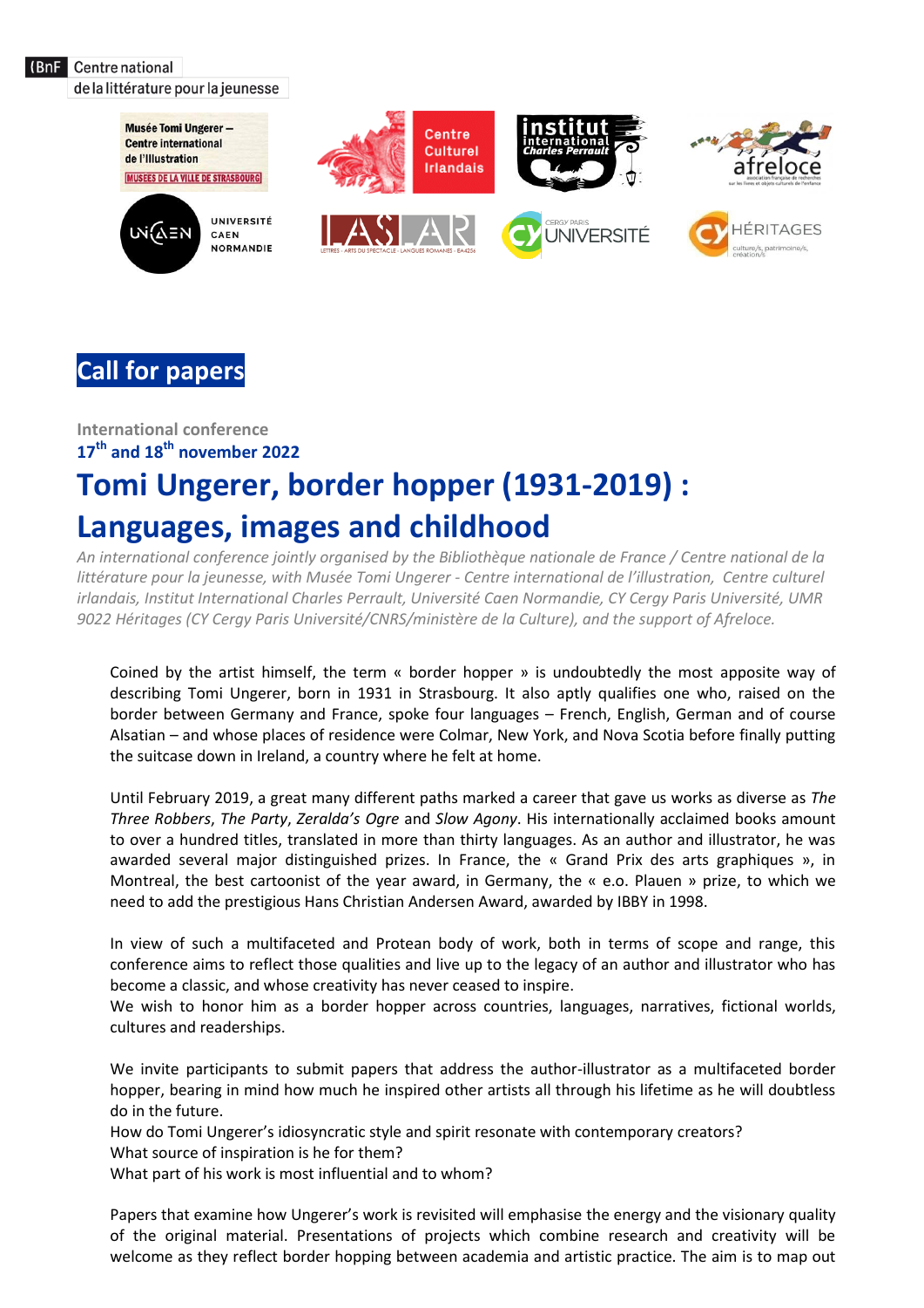BnF Centre national de la littérature pour la jeunesse

Musée Tomi Ungerer – Centre international de l'Illustration
MUSEES DE LA VILLE DE STRASBOURG

Centre Culturel Irlandais

institut international Charles Perrault

afreloce

UNIVERSITÉ CAEN NORMANDIE

LASLAR

CY CERGY PARIS UNIVERSITÉ

CY HÉRITAGES

## Call for papers

**International conference**
**17th and 18th november 2022**

# Tomi Ungerer, border hopper (1931-2019) : Languages, images and childhood

*An international conference jointly organised by the Bibliothèque nationale de France / Centre national de la littérature pour la jeunesse, with Musée Tomi Ungerer - Centre international de l'illustration, Centre culturel irlandais, Institut International Charles Perrault, Université Caen Normandie, CY Cergy Paris Université, UMR 9022 Héritages (CY Cergy Paris Université/CNRS/ministère de la Culture), and the support of Afreloce.*

Coined by the artist himself, the term « border hopper » is undoubtedly the most apposite way of describing Tomi Ungerer, born in 1931 in Strasbourg. It also aptly qualifies one who, raised on the border between Germany and France, spoke four languages – French, English, German and of course Alsatian – and whose places of residence were Colmar, New York, and Nova Scotia before finally putting the suitcase down in Ireland, a country where he felt at home.

Until February 2019, a great many different paths marked a career that gave us works as diverse as *The Three Robbers*, *The Party*, *Zeralda's Ogre* and *Slow Agony*. His internationally acclaimed books amount to over a hundred titles, translated in more than thirty languages. As an author and illustrator, he was awarded several major distinguished prizes. In France, the « Grand Prix des arts graphiques », in Montreal, the best cartoonist of the year award, in Germany, the « e.o. Plauen » prize, to which we need to add the prestigious Hans Christian Andersen Award, awarded by IBBY in 1998.

In view of such a multifaceted and Protean body of work, both in terms of scope and range, this conference aims to reflect those qualities and live up to the legacy of an author and illustrator who has become a classic, and whose creativity has never ceased to inspire.
We wish to honor him as a border hopper across countries, languages, narratives, fictional worlds, cultures and readerships.

We invite participants to submit papers that address the author-illustrator as a multifaceted border hopper, bearing in mind how much he inspired other artists all through his lifetime as he will doubtless do in the future.
How do Tomi Ungerer's idiosyncratic style and spirit resonate with contemporary creators?
What source of inspiration is he for them?
What part of his work is most influential and to whom?

Papers that examine how Ungerer's work is revisited will emphasise the energy and the visionary quality of the original material. Presentations of projects which combine research and creativity will be welcome as they reflect border hopping between academia and artistic practice. The aim is to map out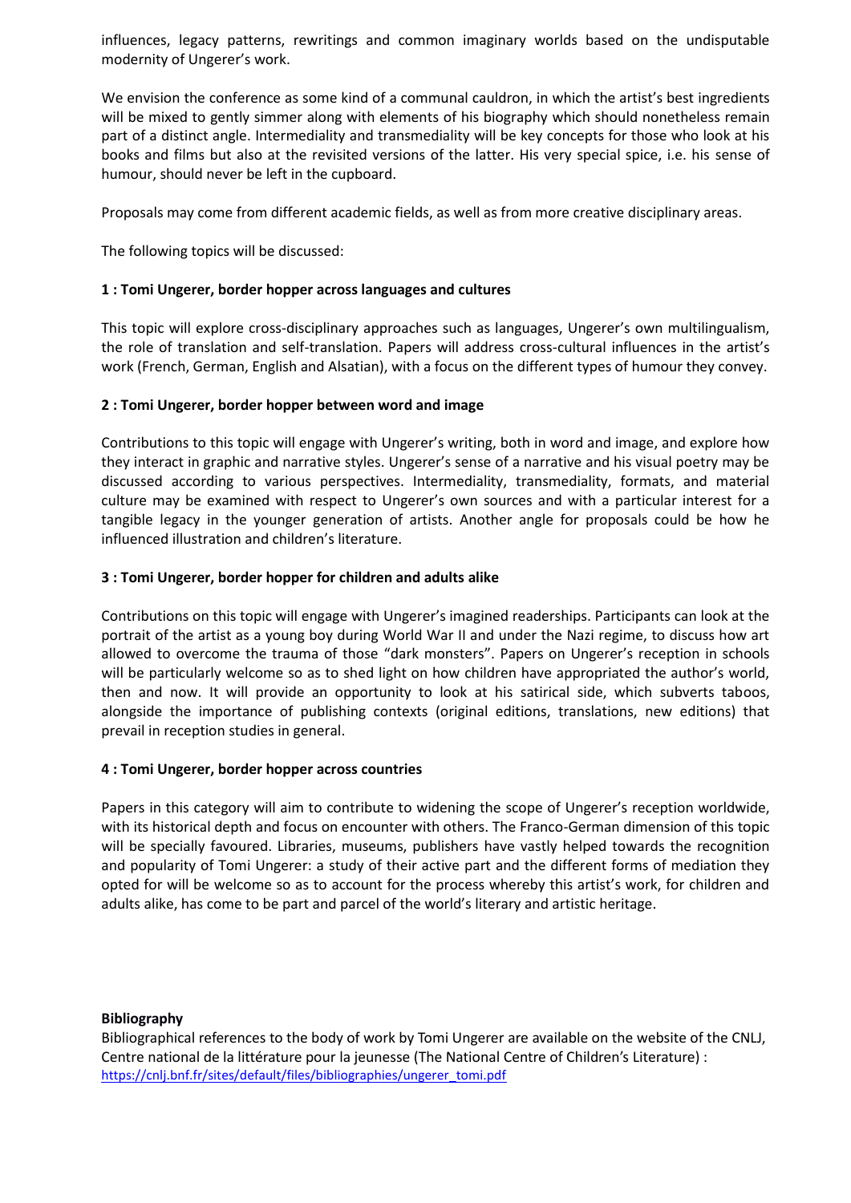influences, legacy patterns, rewritings and common imaginary worlds based on the undisputable modernity of Ungerer's work.

We envision the conference as some kind of a communal cauldron, in which the artist's best ingredients will be mixed to gently simmer along with elements of his biography which should nonetheless remain part of a distinct angle. Intermediality and transmediality will be key concepts for those who look at his books and films but also at the revisited versions of the latter. His very special spice, i.e. his sense of humour, should never be left in the cupboard.

Proposals may come from different academic fields, as well as from more creative disciplinary areas.

The following topics will be discussed:

**1 : Tomi Ungerer, border hopper across languages and cultures**

This topic will explore cross-disciplinary approaches such as languages, Ungerer's own multilingualism, the role of translation and self-translation. Papers will address cross-cultural influences in the artist's work (French, German, English and Alsatian), with a focus on the different types of humour they convey.

**2 : Tomi Ungerer, border hopper between word and image**

Contributions to this topic will engage with Ungerer's writing, both in word and image, and explore how they interact in graphic and narrative styles. Ungerer's sense of a narrative and his visual poetry may be discussed according to various perspectives. Intermediality, transmediality, formats, and material culture may be examined with respect to Ungerer's own sources and with a particular interest for a tangible legacy in the younger generation of artists. Another angle for proposals could be how he influenced illustration and children's literature.

**3 : Tomi Ungerer, border hopper for children and adults alike**

Contributions on this topic will engage with Ungerer's imagined readerships. Participants can look at the portrait of the artist as a young boy during World War II and under the Nazi regime, to discuss how art allowed to overcome the trauma of those "dark monsters". Papers on Ungerer's reception in schools will be particularly welcome so as to shed light on how children have appropriated the author's world, then and now. It will provide an opportunity to look at his satirical side, which subverts taboos, alongside the importance of publishing contexts (original editions, translations, new editions) that prevail in reception studies in general.

**4 : Tomi Ungerer, border hopper across countries**

Papers in this category will aim to contribute to widening the scope of Ungerer's reception worldwide, with its historical depth and focus on encounter with others. The Franco-German dimension of this topic will be specially favoured. Libraries, museums, publishers have vastly helped towards the recognition and popularity of Tomi Ungerer: a study of their active part and the different forms of mediation they opted for will be welcome so as to account for the process whereby this artist's work, for children and adults alike, has come to be part and parcel of the world's literary and artistic heritage.

**Bibliography**

Bibliographical references to the body of work by Tomi Ungerer are available on the website of the CNLJ, Centre national de la littérature pour la jeunesse (The National Centre of Children's Literature) : https://cnlj.bnf.fr/sites/default/files/bibliographies/ungerer_tomi.pdf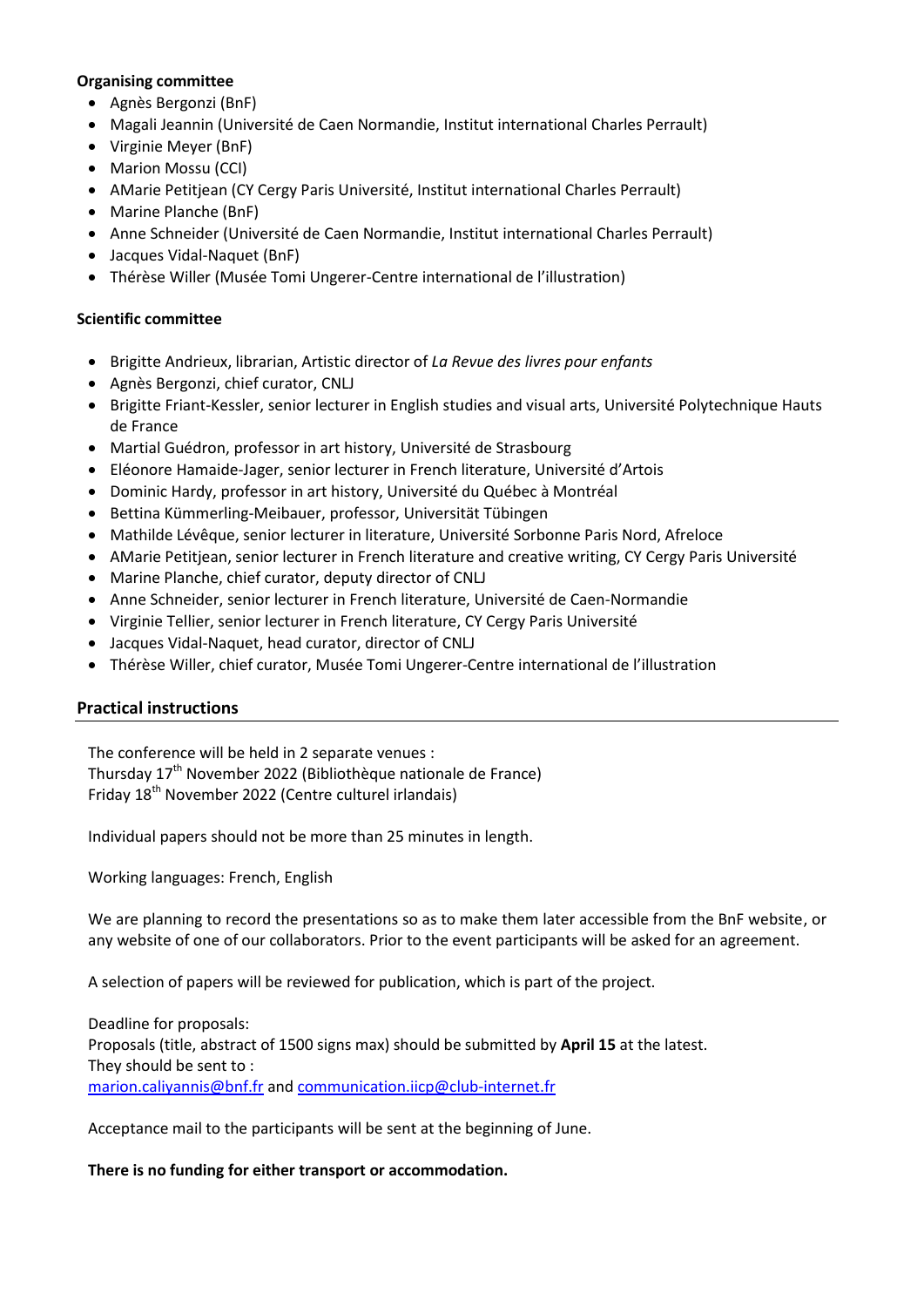**Organising committee**

- Agnès Bergonzi (BnF)
- Magali Jeannin (Université de Caen Normandie, Institut international Charles Perrault)
- Virginie Meyer (BnF)
- Marion Mossu (CCI)
- AMarie Petitjean (CY Cergy Paris Université, Institut international Charles Perrault)
- Marine Planche (BnF)
- Anne Schneider (Université de Caen Normandie, Institut international Charles Perrault)
- Jacques Vidal-Naquet (BnF)
- Thérèse Willer (Musée Tomi Ungerer-Centre international de l'illustration)

**Scientific committee**

- Brigitte Andrieux, librarian, Artistic director of *La Revue des livres pour enfants*
- Agnès Bergonzi, chief curator, CNLJ
- Brigitte Friant-Kessler, senior lecturer in English studies and visual arts, Université Polytechnique Hauts de France
- Martial Guédron, professor in art history, Université de Strasbourg
- Eléonore Hamaide-Jager, senior lecturer in French literature, Université d'Artois
- Dominic Hardy, professor in art history, Université du Québec à Montréal
- Bettina Kümmerling-Meibauer, professor, Universität Tübingen
- Mathilde Lévêque, senior lecturer in literature, Université Sorbonne Paris Nord, Afreloce
- AMarie Petitjean, senior lecturer in French literature and creative writing, CY Cergy Paris Université
- Marine Planche, chief curator, deputy director of CNLJ
- Anne Schneider, senior lecturer in French literature, Université de Caen-Normandie
- Virginie Tellier, senior lecturer in French literature, CY Cergy Paris Université
- Jacques Vidal-Naquet, head curator, director of CNLJ
- Thérèse Willer, chief curator, Musée Tomi Ungerer-Centre international de l'illustration

## Practical instructions

The conference will be held in 2 separate venues :
Thursday 17th November 2022 (Bibliothèque nationale de France)
Friday 18th November 2022 (Centre culturel irlandais)

Individual papers should not be more than 25 minutes in length.

Working languages: French, English

We are planning to record the presentations so as to make them later accessible from the BnF website, or any website of one of our collaborators. Prior to the event participants will be asked for an agreement.

A selection of papers will be reviewed for publication, which is part of the project.

Deadline for proposals:
Proposals (title, abstract of 1500 signs max) should be submitted by **April 15** at the latest.
They should be sent to :
marion.caliyannis@bnf.fr and communication.iicp@club-internet.fr

Acceptance mail to the participants will be sent at the beginning of June.

**There is no funding for either transport or accommodation.**